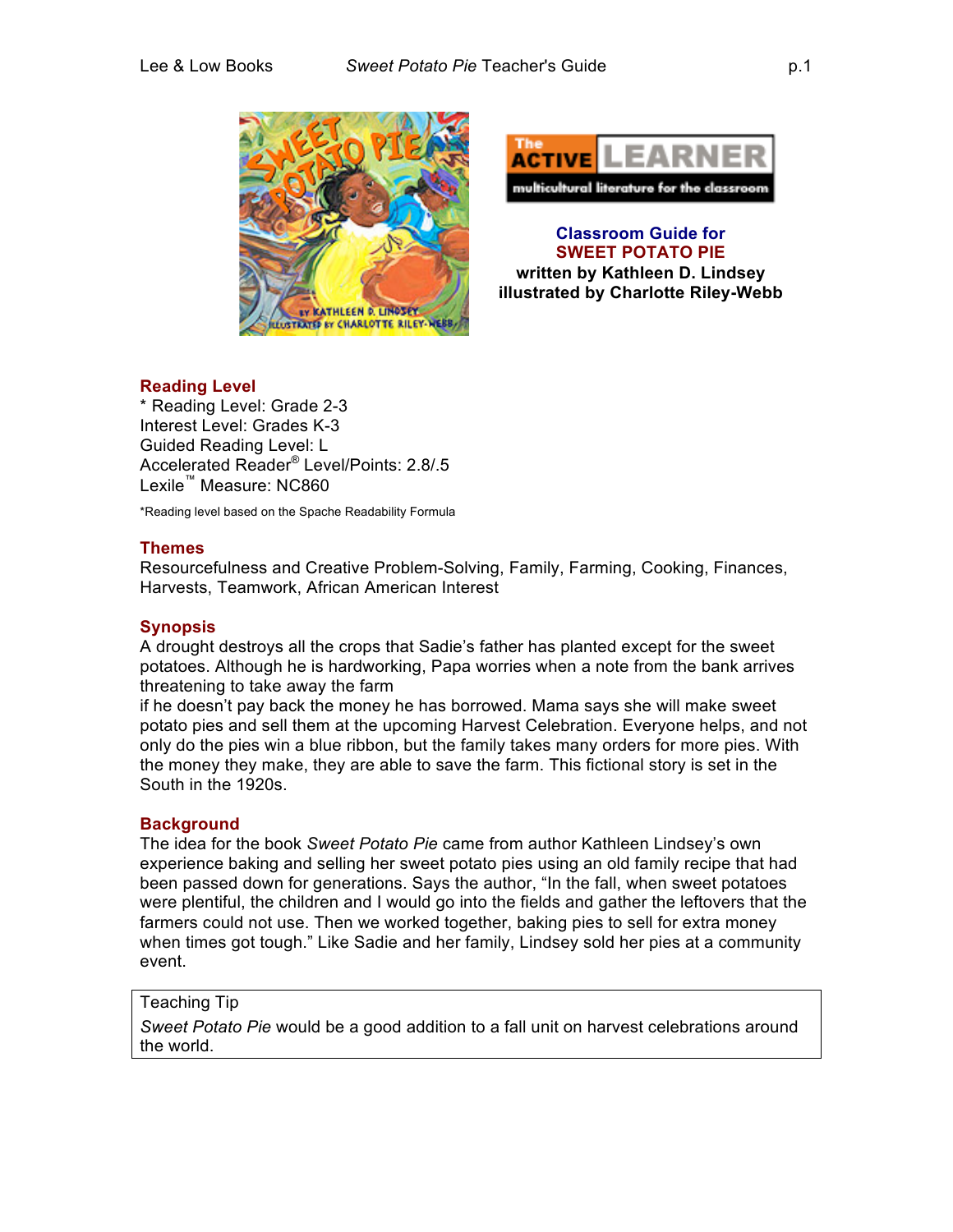The ACTIVE LEARNER
multicultural literature for the classroom

**Classroom Guide for**
**SWEET POTATO PIE**
**written by Kathleen D. Lindsey**
**illustrated by Charlotte Riley-Webb**

## Reading Level

* Reading Level: Grade 2-3
Interest Level: Grades K-3
Guided Reading Level: L
Accelerated Reader® Level/Points: 2.8/.5
Lexile™ Measure: NC860

*Reading level based on the Spache Readability Formula

## Themes

Resourcefulness and Creative Problem-Solving, Family, Farming, Cooking, Finances, Harvests, Teamwork, African American Interest

## Synopsis

A drought destroys all the crops that Sadie's father has planted except for the sweet potatoes. Although he is hardworking, Papa worries when a note from the bank arrives threatening to take away the farm if he doesn't pay back the money he has borrowed. Mama says she will make sweet potato pies and sell them at the upcoming Harvest Celebration. Everyone helps, and not only do the pies win a blue ribbon, but the family takes many orders for more pies. With the money they make, they are able to save the farm. This fictional story is set in the South in the 1920s.

## Background

The idea for the book *Sweet Potato Pie* came from author Kathleen Lindsey's own experience baking and selling her sweet potato pies using an old family recipe that had been passed down for generations. Says the author, "In the fall, when sweet potatoes were plentiful, the children and I would go into the fields and gather the leftovers that the farmers could not use. Then we worked together, baking pies to sell for extra money when times got tough." Like Sadie and her family, Lindsey sold her pies at a community event.

> Teaching Tip
>
> *Sweet Potato Pie* would be a good addition to a fall unit on harvest celebrations around the world.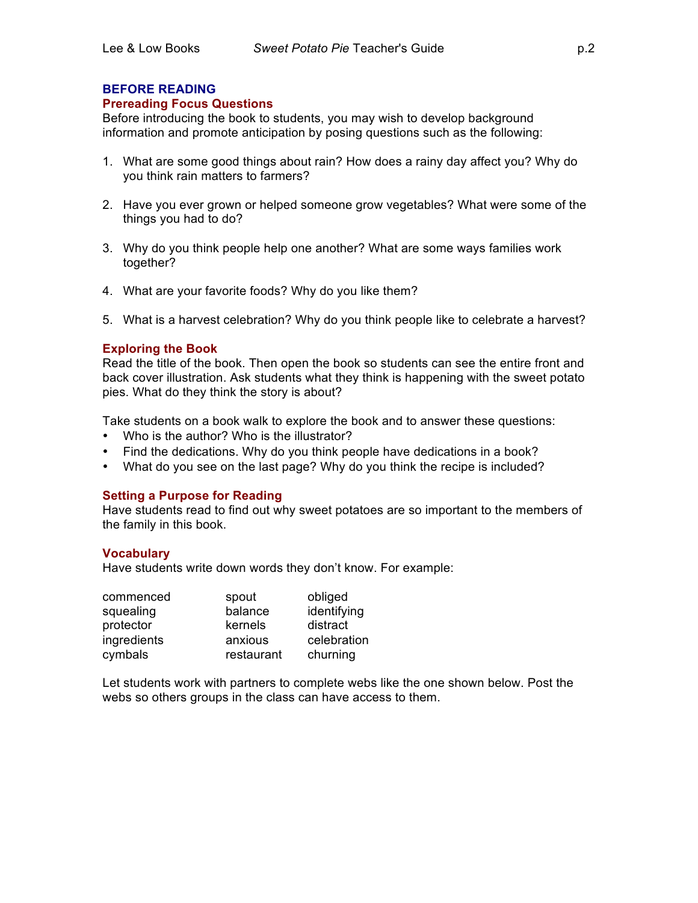## BEFORE READING

### Prereading Focus Questions

Before introducing the book to students, you may wish to develop background information and promote anticipation by posing questions such as the following:

1. What are some good things about rain? How does a rainy day affect you? Why do you think rain matters to farmers?

2. Have you ever grown or helped someone grow vegetables? What were some of the things you had to do?

3. Why do you think people help one another? What are some ways families work together?

4. What are your favorite foods? Why do you like them?

5. What is a harvest celebration? Why do you think people like to celebrate a harvest?

### Exploring the Book

Read the title of the book. Then open the book so students can see the entire front and back cover illustration. Ask students what they think is happening with the sweet potato pies. What do they think the story is about?

Take students on a book walk to explore the book and to answer these questions:

- Who is the author? Who is the illustrator?
- Find the dedications. Why do you think people have dedications in a book?
- What do you see on the last page? Why do you think the recipe is included?

### Setting a Purpose for Reading

Have students read to find out why sweet potatoes are so important to the members of the family in this book.

### Vocabulary

Have students write down words they don't know. For example:

| | | |
|---|---|---|
| commenced | spout | obliged |
| squealing | balance | identifying |
| protector | kernels | distract |
| ingredients | anxious | celebration |
| cymbals | restaurant | churning |

Let students work with partners to complete webs like the one shown below. Post the webs so others groups in the class can have access to them.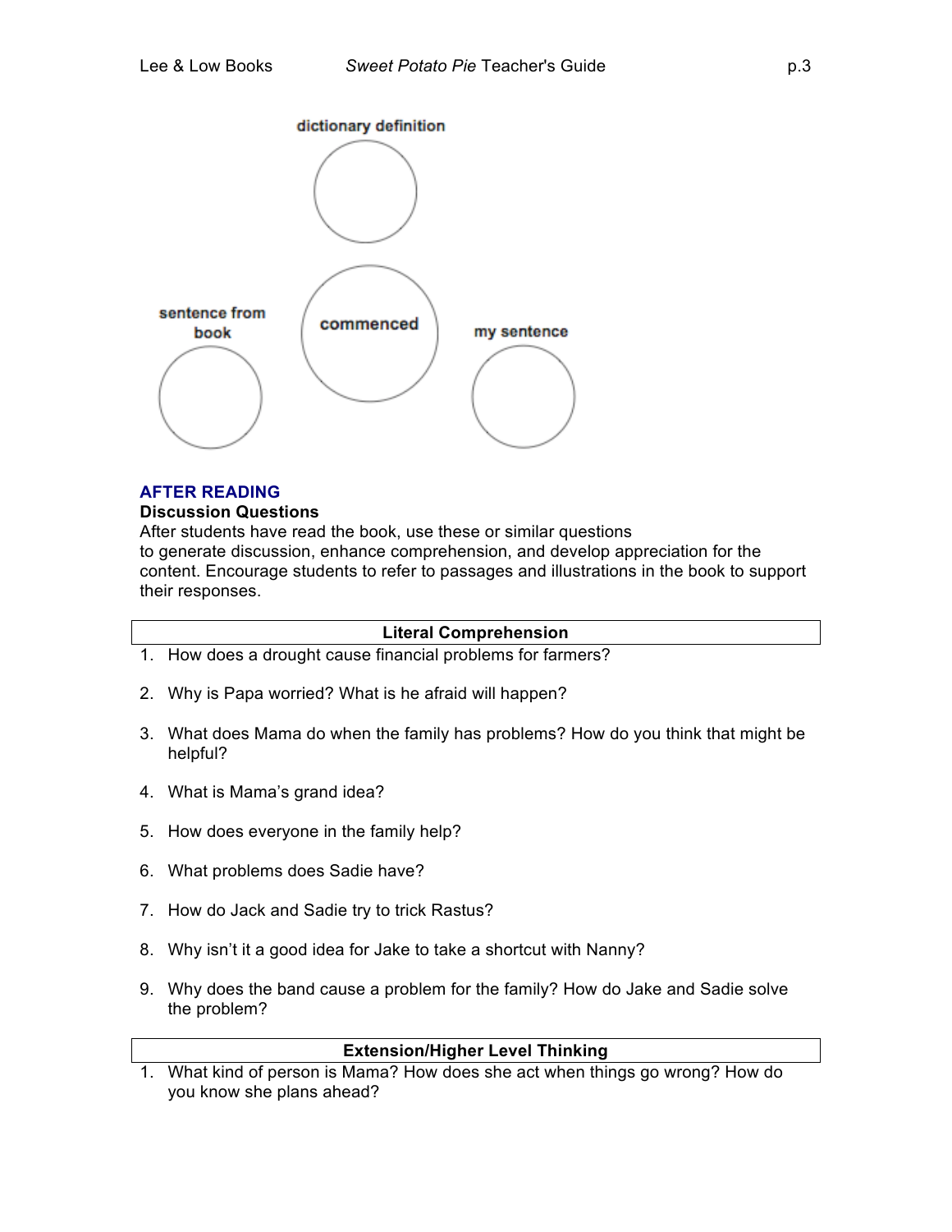dictionary definition

sentence from book

commenced

my sentence

## AFTER READING

### Discussion Questions

After students have read the book, use these or similar questions to generate discussion, enhance comprehension, and develop appreciation for the content. Encourage students to refer to passages and illustrations in the book to support their responses.

**Literal Comprehension**

1. How does a drought cause financial problems for farmers?
2. Why is Papa worried? What is he afraid will happen?
3. What does Mama do when the family has problems? How do you think that might be helpful?
4. What is Mama's grand idea?
5. How does everyone in the family help?
6. What problems does Sadie have?
7. How do Jack and Sadie try to trick Rastus?
8. Why isn't it a good idea for Jake to take a shortcut with Nanny?
9. Why does the band cause a problem for the family? How do Jake and Sadie solve the problem?

**Extension/Higher Level Thinking**

1. What kind of person is Mama? How does she act when things go wrong? How do you know she plans ahead?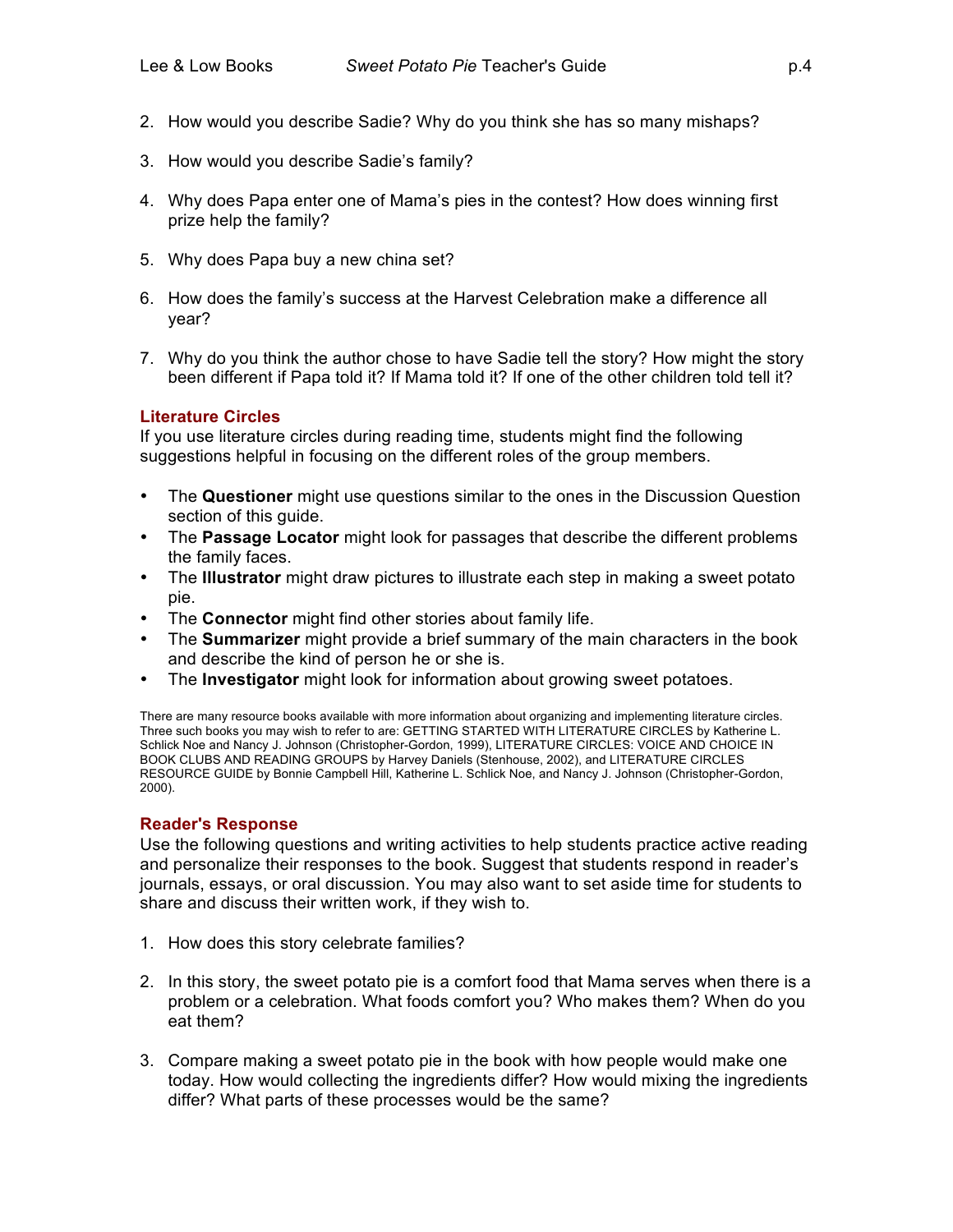2. How would you describe Sadie? Why do you think she has so many mishaps?

3. How would you describe Sadie's family?

4. Why does Papa enter one of Mama's pies in the contest? How does winning first prize help the family?

5. Why does Papa buy a new china set?

6. How does the family's success at the Harvest Celebration make a difference all year?

7. Why do you think the author chose to have Sadie tell the story? How might the story been different if Papa told it? If Mama told it? If one of the other children told tell it?

### Literature Circles

If you use literature circles during reading time, students might find the following suggestions helpful in focusing on the different roles of the group members.

- The **Questioner** might use questions similar to the ones in the Discussion Question section of this guide.
- The **Passage Locator** might look for passages that describe the different problems the family faces.
- The **Illustrator** might draw pictures to illustrate each step in making a sweet potato pie.
- The **Connector** might find other stories about family life.
- The **Summarizer** might provide a brief summary of the main characters in the book and describe the kind of person he or she is.
- The **Investigator** might look for information about growing sweet potatoes.

There are many resource books available with more information about organizing and implementing literature circles. Three such books you may wish to refer to are: GETTING STARTED WITH LITERATURE CIRCLES by Katherine L. Schlick Noe and Nancy J. Johnson (Christopher-Gordon, 1999), LITERATURE CIRCLES: VOICE AND CHOICE IN BOOK CLUBS AND READING GROUPS by Harvey Daniels (Stenhouse, 2002), and LITERATURE CIRCLES RESOURCE GUIDE by Bonnie Campbell Hill, Katherine L. Schlick Noe, and Nancy J. Johnson (Christopher-Gordon, 2000).

### Reader's Response

Use the following questions and writing activities to help students practice active reading and personalize their responses to the book. Suggest that students respond in reader's journals, essays, or oral discussion. You may also want to set aside time for students to share and discuss their written work, if they wish to.

1. How does this story celebrate families?

2. In this story, the sweet potato pie is a comfort food that Mama serves when there is a problem or a celebration. What foods comfort you? Who makes them? When do you eat them?

3. Compare making a sweet potato pie in the book with how people would make one today. How would collecting the ingredients differ? How would mixing the ingredients differ? What parts of these processes would be the same?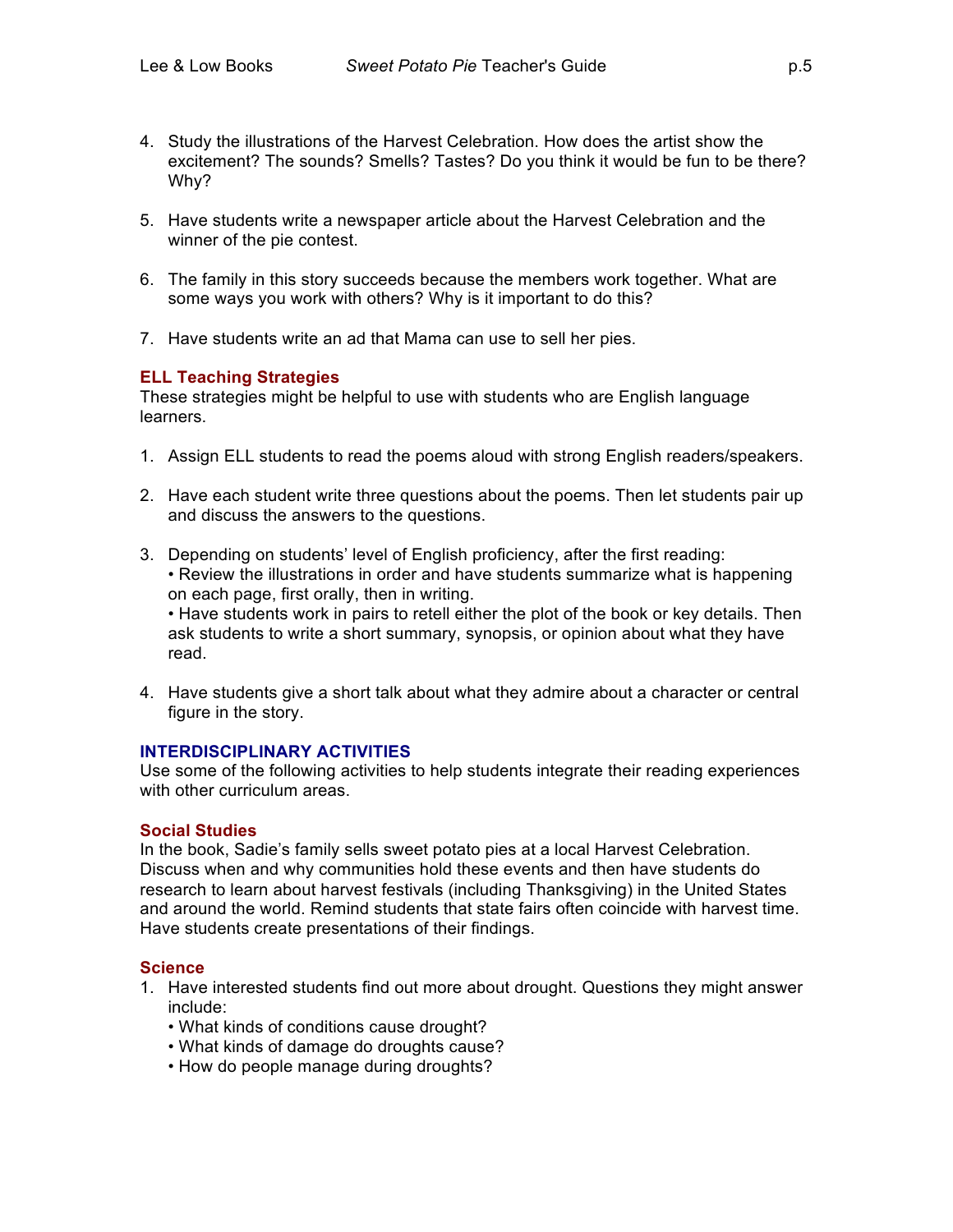4. Study the illustrations of the Harvest Celebration. How does the artist show the excitement? The sounds? Smells? Tastes? Do you think it would be fun to be there? Why?

5. Have students write a newspaper article about the Harvest Celebration and the winner of the pie contest.

6. The family in this story succeeds because the members work together. What are some ways you work with others? Why is it important to do this?

7. Have students write an ad that Mama can use to sell her pies.

### ELL Teaching Strategies

These strategies might be helpful to use with students who are English language learners.

1. Assign ELL students to read the poems aloud with strong English readers/speakers.

2. Have each student write three questions about the poems. Then let students pair up and discuss the answers to the questions.

3. Depending on students' level of English proficiency, after the first reading:
   - Review the illustrations in order and have students summarize what is happening on each page, first orally, then in writing.
   - Have students work in pairs to retell either the plot of the book or key details. Then ask students to write a short summary, synopsis, or opinion about what they have read.

4. Have students give a short talk about what they admire about a character or central figure in the story.

## INTERDISCIPLINARY ACTIVITIES

Use some of the following activities to help students integrate their reading experiences with other curriculum areas.

### Social Studies

In the book, Sadie's family sells sweet potato pies at a local Harvest Celebration. Discuss when and why communities hold these events and then have students do research to learn about harvest festivals (including Thanksgiving) in the United States and around the world. Remind students that state fairs often coincide with harvest time. Have students create presentations of their findings.

### Science

1. Have interested students find out more about drought. Questions they might answer include:
   - What kinds of conditions cause drought?
   - What kinds of damage do droughts cause?
   - How do people manage during droughts?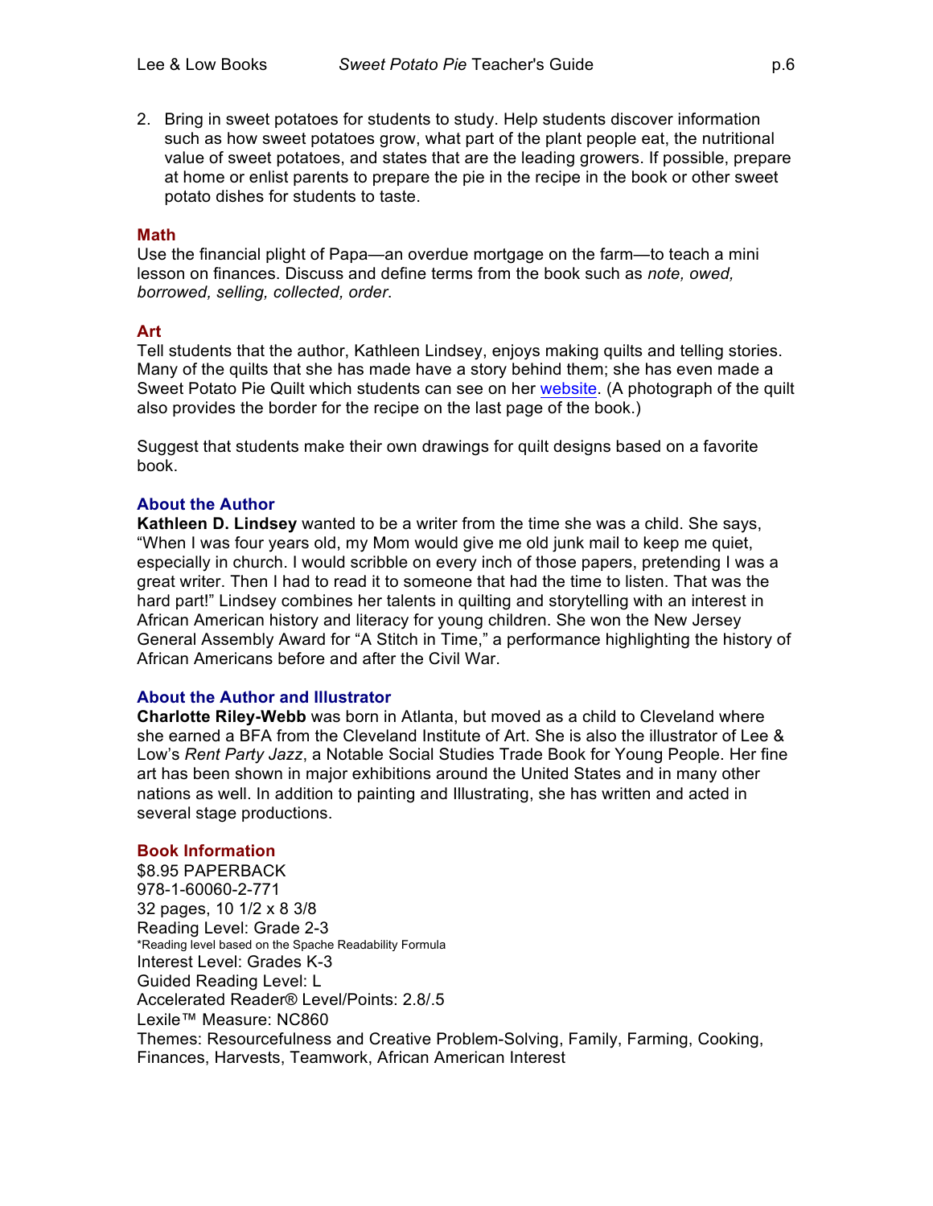2. Bring in sweet potatoes for students to study. Help students discover information such as how sweet potatoes grow, what part of the plant people eat, the nutritional value of sweet potatoes, and states that are the leading growers. If possible, prepare at home or enlist parents to prepare the pie in the recipe in the book or other sweet potato dishes for students to taste.

### Math

Use the financial plight of Papa—an overdue mortgage on the farm—to teach a mini lesson on finances. Discuss and define terms from the book such as *note, owed, borrowed, selling, collected, order*.

### Art

Tell students that the author, Kathleen Lindsey, enjoys making quilts and telling stories. Many of the quilts that she has made have a story behind them; she has even made a Sweet Potato Pie Quilt which students can see on her website. (A photograph of the quilt also provides the border for the recipe on the last page of the book.)

Suggest that students make their own drawings for quilt designs based on a favorite book.

### About the Author

**Kathleen D. Lindsey** wanted to be a writer from the time she was a child. She says, "When I was four years old, my Mom would give me old junk mail to keep me quiet, especially in church. I would scribble on every inch of those papers, pretending I was a great writer. Then I had to read it to someone that had the time to listen. That was the hard part!" Lindsey combines her talents in quilting and storytelling with an interest in African American history and literacy for young children. She won the New Jersey General Assembly Award for "A Stitch in Time," a performance highlighting the history of African Americans before and after the Civil War.

### About the Author and Illustrator

**Charlotte Riley-Webb** was born in Atlanta, but moved as a child to Cleveland where she earned a BFA from the Cleveland Institute of Art. She is also the illustrator of Lee & Low's *Rent Party Jazz*, a Notable Social Studies Trade Book for Young People. Her fine art has been shown in major exhibitions around the United States and in many other nations as well. In addition to painting and Illustrating, she has written and acted in several stage productions.

### Book Information

$8.95 PAPERBACK
978-1-60060-2-771
32 pages, 10 1/2 x 8 3/8
Reading Level: Grade 2-3
*Reading level based on the Spache Readability Formula
Interest Level: Grades K-3
Guided Reading Level: L
Accelerated Reader® Level/Points: 2.8/.5
Lexile™ Measure: NC860
Themes: Resourcefulness and Creative Problem-Solving, Family, Farming, Cooking, Finances, Harvests, Teamwork, African American Interest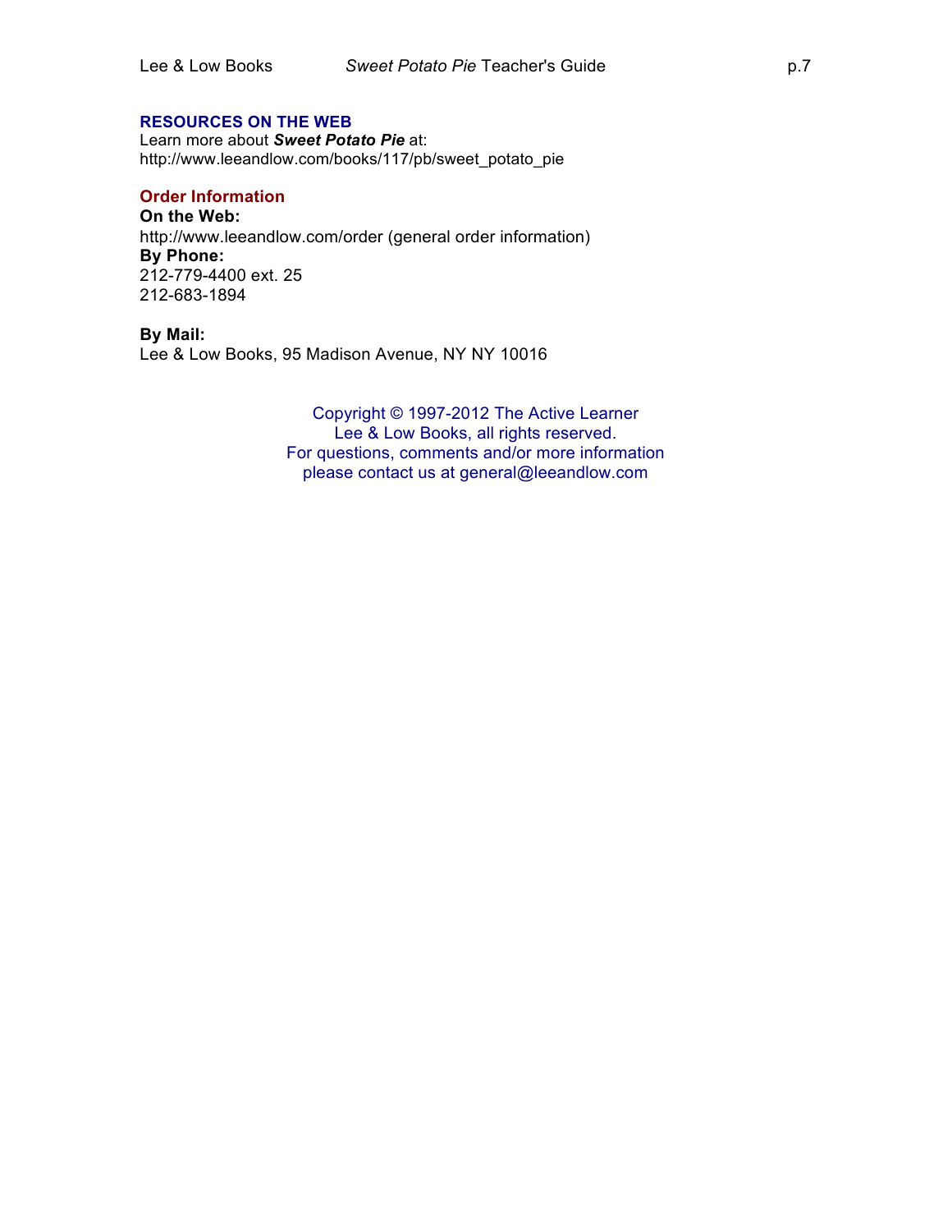## RESOURCES ON THE WEB

Learn more about ***Sweet Potato Pie*** at:
http://www.leeandlow.com/books/117/pb/sweet_potato_pie

## Order Information

**On the Web:**
http://www.leeandlow.com/order (general order information)
**By Phone:**
212-779-4400 ext. 25
212-683-1894

**By Mail:**
Lee & Low Books, 95 Madison Avenue, NY NY 10016

Copyright © 1997-2012 The Active Learner
Lee & Low Books, all rights reserved.
For questions, comments and/or more information
please contact us at general@leeandlow.com